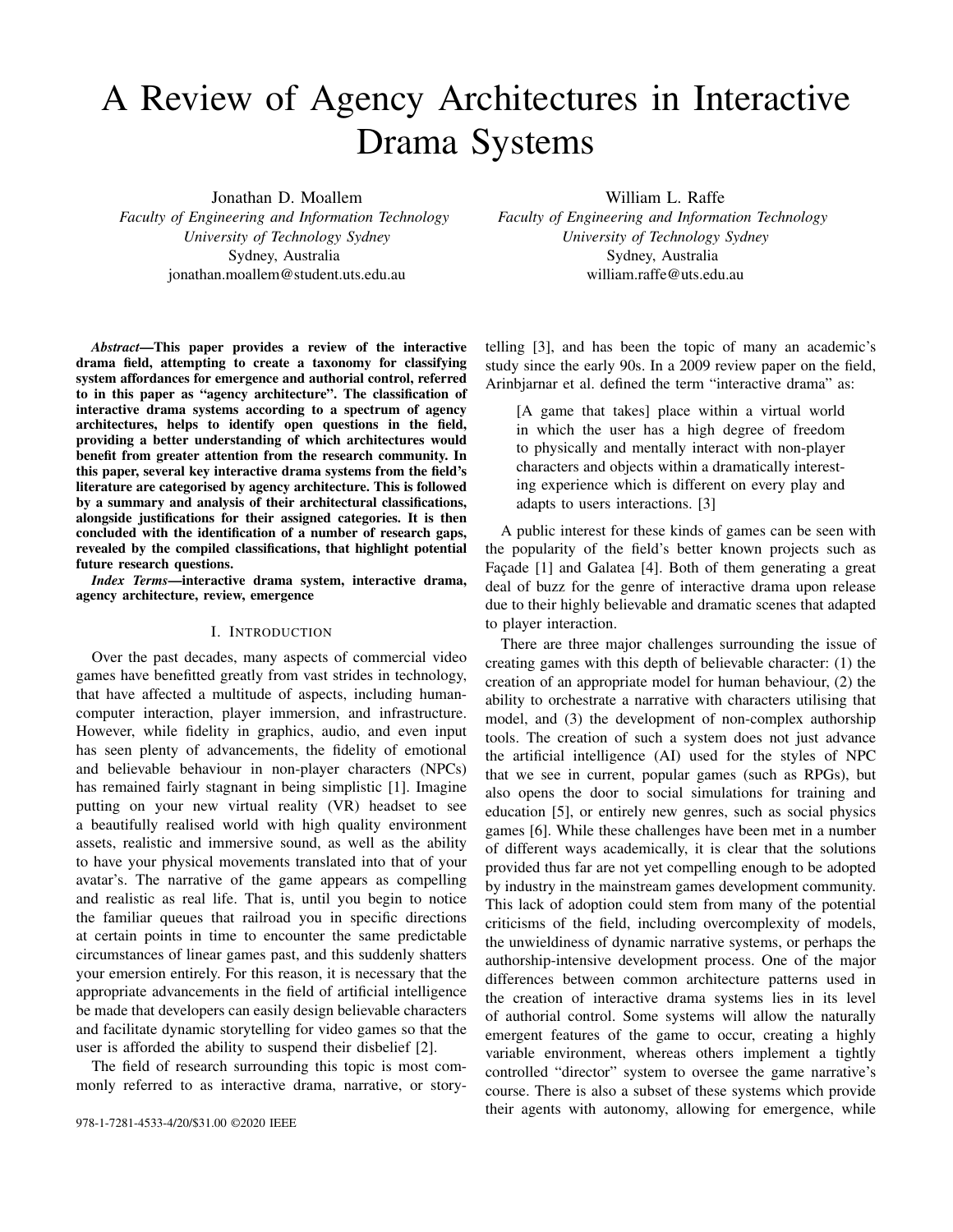# A Review of Agency Architectures in Interactive Drama Systems

Jonathan D. Moallem
*Faculty of Engineering and Information Technology*
*University of Technology Sydney*
Sydney, Australia
jonathan.moallem@student.uts.edu.au

William L. Raffe
*Faculty of Engineering and Information Technology*
*University of Technology Sydney*
Sydney, Australia
william.raffe@uts.edu.au

***Abstract*—This paper provides a review of the interactive drama field, attempting to create a taxonomy for classifying system affordances for emergence and authorial control, referred to in this paper as "agency architecture". The classification of interactive drama systems according to a spectrum of agency architectures, helps to identify open questions in the field, providing a better understanding of which architectures would benefit from greater attention from the research community. In this paper, several key interactive drama systems from the field's literature are categorised by agency architecture. This is followed by a summary and analysis of their architectural classifications, alongside justifications for their assigned categories. It is then concluded with the identification of a number of research gaps, revealed by the compiled classifications, that highlight potential future research questions.**

***Index Terms*—interactive drama system, interactive drama, agency architecture, review, emergence**

## I. Introduction

Over the past decades, many aspects of commercial video games have benefitted greatly from vast strides in technology, that have affected a multitude of aspects, including human-computer interaction, player immersion, and infrastructure. However, while fidelity in graphics, audio, and even input has seen plenty of advancements, the fidelity of emotional and believable behaviour in non-player characters (NPCs) has remained fairly stagnant in being simplistic [1]. Imagine putting on your new virtual reality (VR) headset to see a beautifully realised world with high quality environment assets, realistic and immersive sound, as well as the ability to have your physical movements translated into that of your avatar's. The narrative of the game appears as compelling and realistic as real life. That is, until you begin to notice the familiar queues that railroad you in specific directions at certain points in time to encounter the same predictable circumstances of linear games past, and this suddenly shatters your emersion entirely. For this reason, it is necessary that the appropriate advancements in the field of artificial intelligence be made that developers can easily design believable characters and facilitate dynamic storytelling for video games so that the user is afforded the ability to suspend their disbelief [2].

The field of research surrounding this topic is most commonly referred to as interactive drama, narrative, or storytelling [3], and has been the topic of many an academic's study since the early 90s. In a 2009 review paper on the field, Arinbjarnar et al. defined the term "interactive drama" as:

> [A game that takes] place within a virtual world in which the user has a high degree of freedom to physically and mentally interact with non-player characters and objects within a dramatically interesting experience which is different on every play and adapts to users interactions. [3]

A public interest for these kinds of games can be seen with the popularity of the field's better known projects such as Façade [1] and Galatea [4]. Both of them generating a great deal of buzz for the genre of interactive drama upon release due to their highly believable and dramatic scenes that adapted to player interaction.

There are three major challenges surrounding the issue of creating games with this depth of believable character: (1) the creation of an appropriate model for human behaviour, (2) the ability to orchestrate a narrative with characters utilising that model, and (3) the development of non-complex authorship tools. The creation of such a system does not just advance the artificial intelligence (AI) used for the styles of NPC that we see in current, popular games (such as RPGs), but also opens the door to social simulations for training and education [5], or entirely new genres, such as social physics games [6]. While these challenges have been met in a number of different ways academically, it is clear that the solutions provided thus far are not yet compelling enough to be adopted by industry in the mainstream games development community. This lack of adoption could stem from many of the potential criticisms of the field, including overcomplexity of models, the unwieldiness of dynamic narrative systems, or perhaps the authorship-intensive development process. One of the major differences between common architecture patterns used in the creation of interactive drama systems lies in its level of authorial control. Some systems will allow the naturally emergent features of the game to occur, creating a highly variable environment, whereas others implement a tightly controlled "director" system to oversee the game narrative's course. There is also a subset of these systems which provide their agents with autonomy, allowing for emergence, while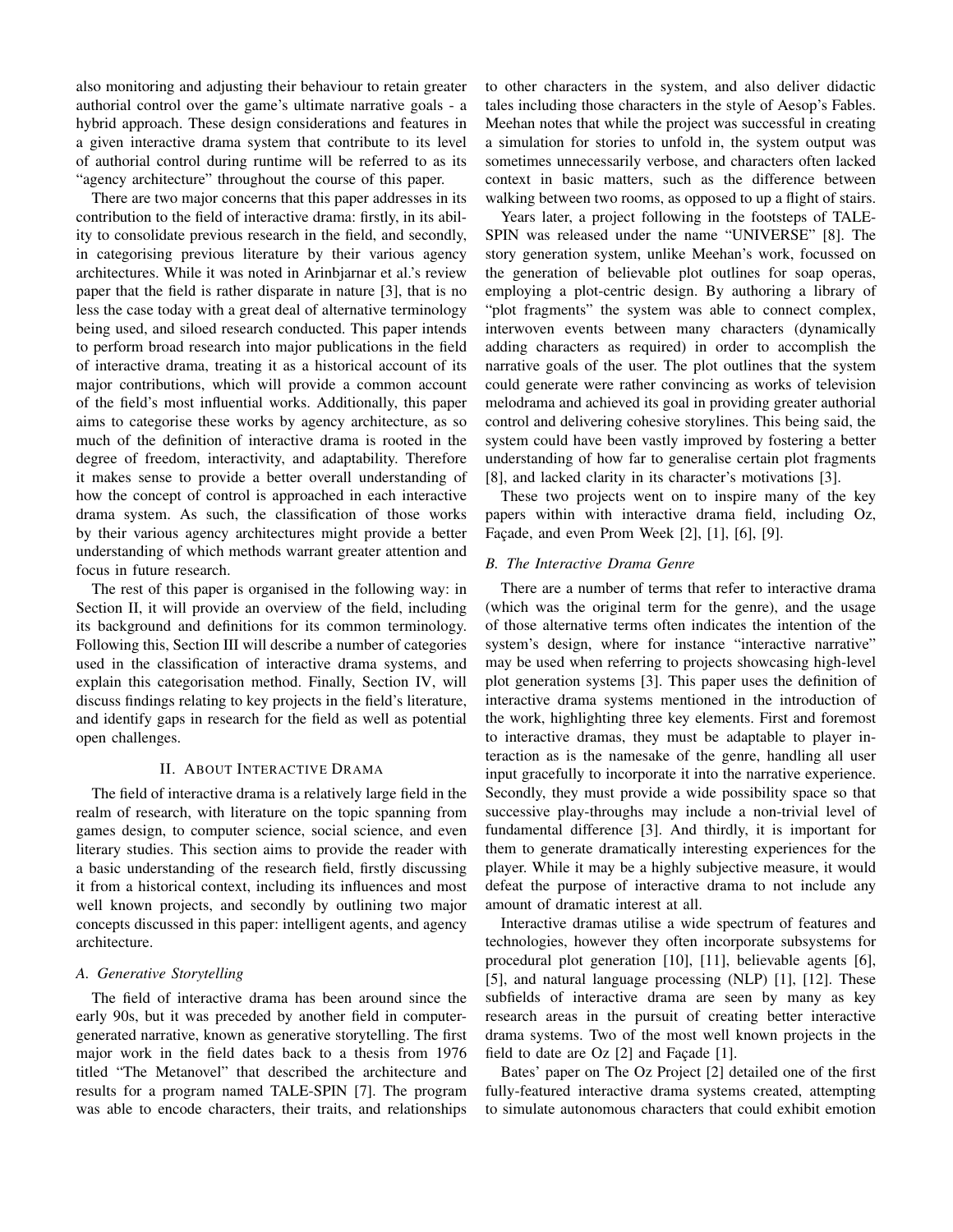also monitoring and adjusting their behaviour to retain greater authorial control over the game's ultimate narrative goals - a hybrid approach. These design considerations and features in a given interactive drama system that contribute to its level of authorial control during runtime will be referred to as its "agency architecture" throughout the course of this paper.

There are two major concerns that this paper addresses in its contribution to the field of interactive drama: firstly, in its ability to consolidate previous research in the field, and secondly, in categorising previous literature by their various agency architectures. While it was noted in Arinbjarnar et al.'s review paper that the field is rather disparate in nature [3], that is no less the case today with a great deal of alternative terminology being used, and siloed research conducted. This paper intends to perform broad research into major publications in the field of interactive drama, treating it as a historical account of its major contributions, which will provide a common account of the field's most influential works. Additionally, this paper aims to categorise these works by agency architecture, as so much of the definition of interactive drama is rooted in the degree of freedom, interactivity, and adaptability. Therefore it makes sense to provide a better overall understanding of how the concept of control is approached in each interactive drama system. As such, the classification of those works by their various agency architectures might provide a better understanding of which methods warrant greater attention and focus in future research.

The rest of this paper is organised in the following way: in Section II, it will provide an overview of the field, including its background and definitions for its common terminology. Following this, Section III will describe a number of categories used in the classification of interactive drama systems, and explain this categorisation method. Finally, Section IV, will discuss findings relating to key projects in the field's literature, and identify gaps in research for the field as well as potential open challenges.

## II. About Interactive Drama

The field of interactive drama is a relatively large field in the realm of research, with literature on the topic spanning from games design, to computer science, social science, and even literary studies. This section aims to provide the reader with a basic understanding of the research field, firstly discussing it from a historical context, including its influences and most well known projects, and secondly by outlining two major concepts discussed in this paper: intelligent agents, and agency architecture.

### A. Generative Storytelling

The field of interactive drama has been around since the early 90s, but it was preceded by another field in computer-generated narrative, known as generative storytelling. The first major work in the field dates back to a thesis from 1976 titled "The Metanovel" that described the architecture and results for a program named TALE-SPIN [7]. The program was able to encode characters, their traits, and relationships to other characters in the system, and also deliver didactic tales including those characters in the style of Aesop's Fables. Meehan notes that while the project was successful in creating a simulation for stories to unfold in, the system output was sometimes unnecessarily verbose, and characters often lacked context in basic matters, such as the difference between walking between two rooms, as opposed to up a flight of stairs.

Years later, a project following in the footsteps of TALE-SPIN was released under the name "UNIVERSE" [8]. The story generation system, unlike Meehan's work, focussed on the generation of believable plot outlines for soap operas, employing a plot-centric design. By authoring a library of "plot fragments" the system was able to connect complex, interwoven events between many characters (dynamically adding characters as required) in order to accomplish the narrative goals of the user. The plot outlines that the system could generate were rather convincing as works of television melodrama and achieved its goal in providing greater authorial control and delivering cohesive storylines. This being said, the system could have been vastly improved by fostering a better understanding of how far to generalise certain plot fragments [8], and lacked clarity in its character's motivations [3].

These two projects went on to inspire many of the key papers within with interactive drama field, including Oz, Façade, and even Prom Week [2], [1], [6], [9].

### B. The Interactive Drama Genre

There are a number of terms that refer to interactive drama (which was the original term for the genre), and the usage of those alternative terms often indicates the intention of the system's design, where for instance "interactive narrative" may be used when referring to projects showcasing high-level plot generation systems [3]. This paper uses the definition of interactive drama systems mentioned in the introduction of the work, highlighting three key elements. First and foremost to interactive dramas, they must be adaptable to player interaction as is the namesake of the genre, handling all user input gracefully to incorporate it into the narrative experience. Secondly, they must provide a wide possibility space so that successive play-throughs may include a non-trivial level of fundamental difference [3]. And thirdly, it is important for them to generate dramatically interesting experiences for the player. While it may be a highly subjective measure, it would defeat the purpose of interactive drama to not include any amount of dramatic interest at all.

Interactive dramas utilise a wide spectrum of features and technologies, however they often incorporate subsystems for procedural plot generation [10], [11], believable agents [6], [5], and natural language processing (NLP) [1], [12]. These subfields of interactive drama are seen by many as key research areas in the pursuit of creating better interactive drama systems. Two of the most well known projects in the field to date are Oz [2] and Façade [1].

Bates' paper on The Oz Project [2] detailed one of the first fully-featured interactive drama systems created, attempting to simulate autonomous characters that could exhibit emotion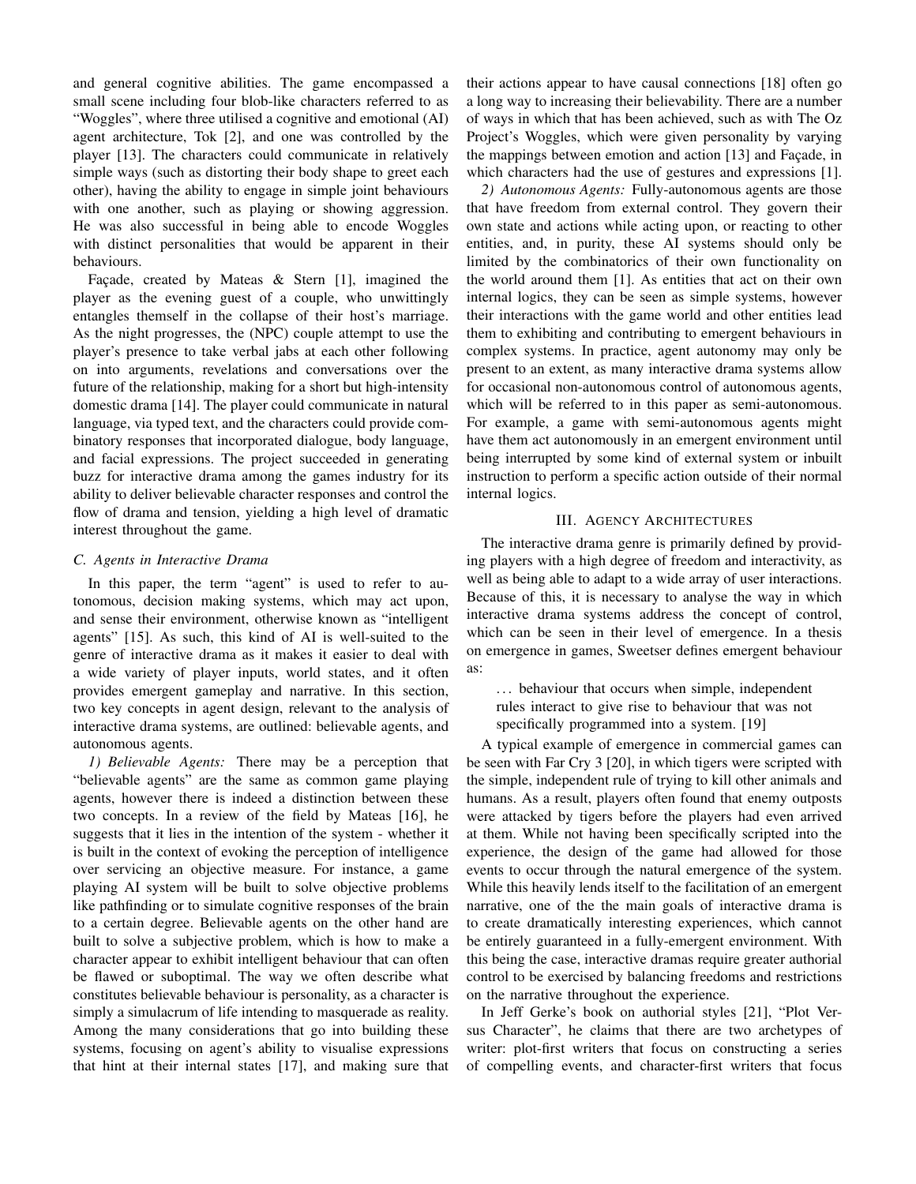and general cognitive abilities. The game encompassed a small scene including four blob-like characters referred to as "Woggles", where three utilised a cognitive and emotional (AI) agent architecture, Tok [2], and one was controlled by the player [13]. The characters could communicate in relatively simple ways (such as distorting their body shape to greet each other), having the ability to engage in simple joint behaviours with one another, such as playing or showing aggression. He was also successful in being able to encode Woggles with distinct personalities that would be apparent in their behaviours.

Façade, created by Mateas & Stern [1], imagined the player as the evening guest of a couple, who unwittingly entangles themself in the collapse of their host's marriage. As the night progresses, the (NPC) couple attempt to use the player's presence to take verbal jabs at each other following on into arguments, revelations and conversations over the future of the relationship, making for a short but high-intensity domestic drama [14]. The player could communicate in natural language, via typed text, and the characters could provide combinatory responses that incorporated dialogue, body language, and facial expressions. The project succeeded in generating buzz for interactive drama among the games industry for its ability to deliver believable character responses and control the flow of drama and tension, yielding a high level of dramatic interest throughout the game.

### C. Agents in Interactive Drama

In this paper, the term "agent" is used to refer to autonomous, decision making systems, which may act upon, and sense their environment, otherwise known as "intelligent agents" [15]. As such, this kind of AI is well-suited to the genre of interactive drama as it makes it easier to deal with a wide variety of player inputs, world states, and it often provides emergent gameplay and narrative. In this section, two key concepts in agent design, relevant to the analysis of interactive drama systems, are outlined: believable agents, and autonomous agents.

*1) Believable Agents:* There may be a perception that "believable agents" are the same as common game playing agents, however there is indeed a distinction between these two concepts. In a review of the field by Mateas [16], he suggests that it lies in the intention of the system - whether it is built in the context of evoking the perception of intelligence over servicing an objective measure. For instance, a game playing AI system will be built to solve objective problems like pathfinding or to simulate cognitive responses of the brain to a certain degree. Believable agents on the other hand are built to solve a subjective problem, which is how to make a character appear to exhibit intelligent behaviour that can often be flawed or suboptimal. The way we often describe what constitutes believable behaviour is personality, as a character is simply a simulacrum of life intending to masquerade as reality. Among the many considerations that go into building these systems, focusing on agent's ability to visualise expressions that hint at their internal states [17], and making sure that their actions appear to have causal connections [18] often go a long way to increasing their believability. There are a number of ways in which that has been achieved, such as with The Oz Project's Woggles, which were given personality by varying the mappings between emotion and action [13] and Façade, in which characters had the use of gestures and expressions [1].

*2) Autonomous Agents:* Fully-autonomous agents are those that have freedom from external control. They govern their own state and actions while acting upon, or reacting to other entities, and, in purity, these AI systems should only be limited by the combinatorics of their own functionality on the world around them [1]. As entities that act on their own internal logics, they can be seen as simple systems, however their interactions with the game world and other entities lead them to exhibiting and contributing to emergent behaviours in complex systems. In practice, agent autonomy may only be present to an extent, as many interactive drama systems allow for occasional non-autonomous control of autonomous agents, which will be referred to in this paper as semi-autonomous. For example, a game with semi-autonomous agents might have them act autonomously in an emergent environment until being interrupted by some kind of external system or inbuilt instruction to perform a specific action outside of their normal internal logics.

## III. Agency Architectures

The interactive drama genre is primarily defined by providing players with a high degree of freedom and interactivity, as well as being able to adapt to a wide array of user interactions. Because of this, it is necessary to analyse the way in which interactive drama systems address the concept of control, which can be seen in their level of emergence. In a thesis on emergence in games, Sweetser defines emergent behaviour as:

> … behaviour that occurs when simple, independent rules interact to give rise to behaviour that was not specifically programmed into a system. [19]

A typical example of emergence in commercial games can be seen with Far Cry 3 [20], in which tigers were scripted with the simple, independent rule of trying to kill other animals and humans. As a result, players often found that enemy outposts were attacked by tigers before the players had even arrived at them. While not having been specifically scripted into the experience, the design of the game had allowed for those events to occur through the natural emergence of the system. While this heavily lends itself to the facilitation of an emergent narrative, one of the the main goals of interactive drama is to create dramatically interesting experiences, which cannot be entirely guaranteed in a fully-emergent environment. With this being the case, interactive dramas require greater authorial control to be exercised by balancing freedoms and restrictions on the narrative throughout the experience.

In Jeff Gerke's book on authorial styles [21], "Plot Versus Character", he claims that there are two archetypes of writer: plot-first writers that focus on constructing a series of compelling events, and character-first writers that focus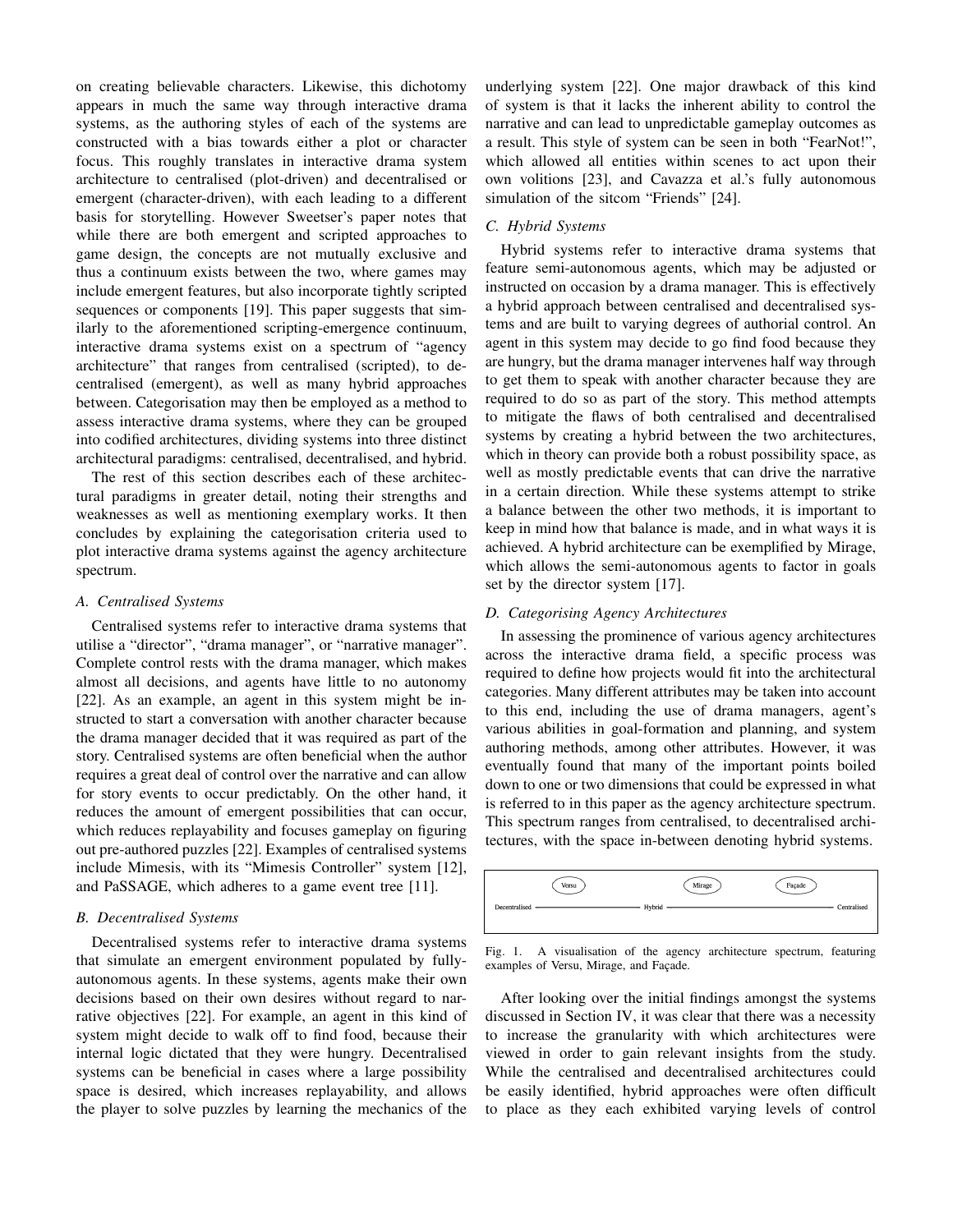on creating believable characters. Likewise, this dichotomy appears in much the same way through interactive drama systems, as the authoring styles of each of the systems are constructed with a bias towards either a plot or character focus. This roughly translates in interactive drama system architecture to centralised (plot-driven) and decentralised or emergent (character-driven), with each leading to a different basis for storytelling. However Sweetser's paper notes that while there are both emergent and scripted approaches to game design, the concepts are not mutually exclusive and thus a continuum exists between the two, where games may include emergent features, but also incorporate tightly scripted sequences or components [19]. This paper suggests that similarly to the aforementioned scripting-emergence continuum, interactive drama systems exist on a spectrum of "agency architecture" that ranges from centralised (scripted), to decentralised (emergent), as well as many hybrid approaches between. Categorisation may then be employed as a method to assess interactive drama systems, where they can be grouped into codified architectures, dividing systems into three distinct architectural paradigms: centralised, decentralised, and hybrid.

The rest of this section describes each of these architectural paradigms in greater detail, noting their strengths and weaknesses as well as mentioning exemplary works. It then concludes by explaining the categorisation criteria used to plot interactive drama systems against the agency architecture spectrum.

### *A. Centralised Systems*

Centralised systems refer to interactive drama systems that utilise a "director", "drama manager", or "narrative manager". Complete control rests with the drama manager, which makes almost all decisions, and agents have little to no autonomy [22]. As an example, an agent in this system might be instructed to start a conversation with another character because the drama manager decided that it was required as part of the story. Centralised systems are often beneficial when the author requires a great deal of control over the narrative and can allow for story events to occur predictably. On the other hand, it reduces the amount of emergent possibilities that can occur, which reduces replayability and focuses gameplay on figuring out pre-authored puzzles [22]. Examples of centralised systems include Mimesis, with its "Mimesis Controller" system [12], and PaSSAGE, which adheres to a game event tree [11].

### *B. Decentralised Systems*

Decentralised systems refer to interactive drama systems that simulate an emergent environment populated by fully-autonomous agents. In these systems, agents make their own decisions based on their own desires without regard to narrative objectives [22]. For example, an agent in this kind of system might decide to walk off to find food, because their internal logic dictated that they were hungry. Decentralised systems can be beneficial in cases where a large possibility space is desired, which increases replayability, and allows the player to solve puzzles by learning the mechanics of the underlying system [22]. One major drawback of this kind of system is that it lacks the inherent ability to control the narrative and can lead to unpredictable gameplay outcomes as a result. This style of system can be seen in both "FearNot!", which allowed all entities within scenes to act upon their own volitions [23], and Cavazza et al.'s fully autonomous simulation of the sitcom "Friends" [24].

### *C. Hybrid Systems*

Hybrid systems refer to interactive drama systems that feature semi-autonomous agents, which may be adjusted or instructed on occasion by a drama manager. This is effectively a hybrid approach between centralised and decentralised systems and are built to varying degrees of authorial control. An agent in this system may decide to go find food because they are hungry, but the drama manager intervenes half way through to get them to speak with another character because they are required to do so as part of the story. This method attempts to mitigate the flaws of both centralised and decentralised systems by creating a hybrid between the two architectures, which in theory can provide both a robust possibility space, as well as mostly predictable events that can drive the narrative in a certain direction. While these systems attempt to strike a balance between the other two methods, it is important to keep in mind how that balance is made, and in what ways it is achieved. A hybrid architecture can be exemplified by Mirage, which allows the semi-autonomous agents to factor in goals set by the director system [17].

### *D. Categorising Agency Architectures*

In assessing the prominence of various agency architectures across the interactive drama field, a specific process was required to define how projects would fit into the architectural categories. Many different attributes may be taken into account to this end, including the use of drama managers, agent's various abilities in goal-formation and planning, and system authoring methods, among other attributes. However, it was eventually found that many of the important points boiled down to one or two dimensions that could be expressed in what is referred to in this paper as the agency architecture spectrum. This spectrum ranges from centralised, to decentralised architectures, with the space in-between denoting hybrid systems.

Versu — Mirage — Façade

Decentralised ——— Hybrid ——— Centralised

Fig. 1. A visualisation of the agency architecture spectrum, featuring examples of Versu, Mirage, and Façade.

After looking over the initial findings amongst the systems discussed in Section IV, it was clear that there was a necessity to increase the granularity with which architectures were viewed in order to gain relevant insights from the study. While the centralised and decentralised architectures could be easily identified, hybrid approaches were often difficult to place as they each exhibited varying levels of control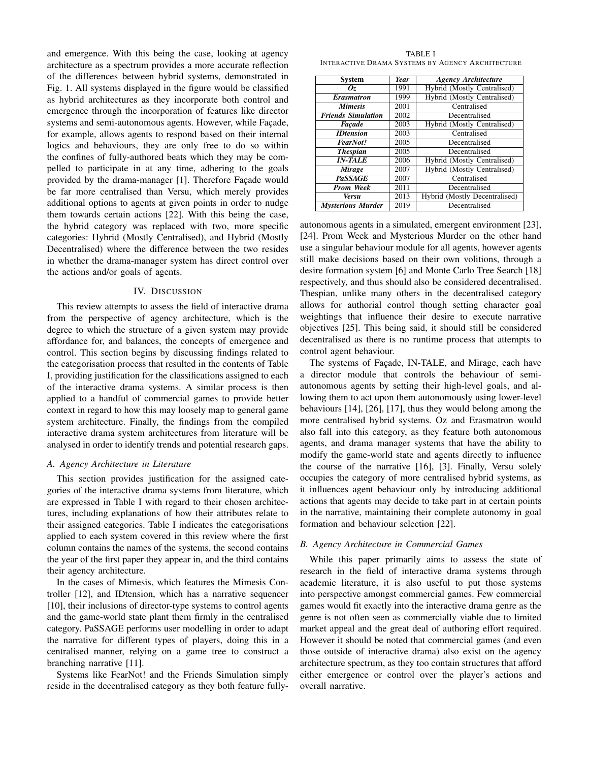and emergence. With this being the case, looking at agency architecture as a spectrum provides a more accurate reflection of the differences between hybrid systems, demonstrated in Fig. 1. All systems displayed in the figure would be classified as hybrid architectures as they incorporate both control and emergence through the incorporation of features like director systems and semi-autonomous agents. However, while Façade, for example, allows agents to respond based on their internal logics and behaviours, they are only free to do so within the confines of fully-authored beats which they may be compelled to participate in at any time, adhering to the goals provided by the drama-manager [1]. Therefore Façade would be far more centralised than Versu, which merely provides additional options to agents at given points in order to nudge them towards certain actions [22]. With this being the case, the hybrid category was replaced with two, more specific categories: Hybrid (Mostly Centralised), and Hybrid (Mostly Decentralised) where the difference between the two resides in whether the drama-manager system has direct control over the actions and/or goals of agents.

TABLE I
INTERACTIVE DRAMA SYSTEMS BY AGENCY ARCHITECTURE

| System | Year | Agency Architecture |
|---|---|---|
| ***Oz*** | 1991 | Hybrid (Mostly Centralised) |
| ***Erasmatron*** | 1999 | Hybrid (Mostly Centralised) |
| ***Mimesis*** | 2001 | Centralised |
| ***Friends Simulation*** | 2002 | Decentralised |
| ***Façade*** | 2003 | Hybrid (Mostly Centralised) |
| ***IDtension*** | 2003 | Centralised |
| ***FearNot!*** | 2005 | Decentralised |
| ***Thespian*** | 2005 | Decentralised |
| ***IN-TALE*** | 2006 | Hybrid (Mostly Centralised) |
| ***Mirage*** | 2007 | Hybrid (Mostly Centralised) |
| ***PaSSAGE*** | 2007 | Centralised |
| ***Prom Week*** | 2011 | Decentralised |
| ***Versu*** | 2013 | Hybrid (Mostly Decentralised) |
| ***Mysterious Murder*** | 2019 | Decentralised |

## IV. Discussion

This review attempts to assess the field of interactive drama from the perspective of agency architecture, which is the degree to which the structure of a given system may provide affordance for, and balances, the concepts of emergence and control. This section begins by discussing findings related to the categorisation process that resulted in the contents of Table I, providing justification for the classifications assigned to each of the interactive drama systems. A similar process is then applied to a handful of commercial games to provide better context in regard to how this may loosely map to general game system architecture. Finally, the findings from the compiled interactive drama system architectures from literature will be analysed in order to identify trends and potential research gaps.

### *A. Agency Architecture in Literature*

This section provides justification for the assigned categories of the interactive drama systems from literature, which are expressed in Table I with regard to their chosen architectures, including explanations of how their attributes relate to their assigned categories. Table I indicates the categorisations applied to each system covered in this review where the first column contains the names of the systems, the second contains the year of the first paper they appear in, and the third contains their agency architecture.

In the cases of Mimesis, which features the Mimesis Controller [12], and IDtension, which has a narrative sequencer [10], their inclusions of director-type systems to control agents and the game-world state plant them firmly in the centralised category. PaSSAGE performs user modelling in order to adapt the narrative for different types of players, doing this in a centralised manner, relying on a game tree to construct a branching narrative [11].

Systems like FearNot! and the Friends Simulation simply reside in the decentralised category as they both feature fully-autonomous agents in a simulated, emergent environment [23], [24]. Prom Week and Mysterious Murder on the other hand use a singular behaviour module for all agents, however agents still make decisions based on their own volitions, through a desire formation system [6] and Monte Carlo Tree Search [18] respectively, and thus should also be considered decentralised. Thespian, unlike many others in the decentralised category allows for authorial control though setting character goal weightings that influence their desire to execute narrative objectives [25]. This being said, it should still be considered decentralised as there is no runtime process that attempts to control agent behaviour.

The systems of Façade, IN-TALE, and Mirage, each have a director module that controls the behaviour of semi-autonomous agents by setting their high-level goals, and allowing them to act upon them autonomously using lower-level behaviours [14], [26], [17], thus they would belong among the more centralised hybrid systems. Oz and Erasmatron would also fall into this category, as they feature both autonomous agents, and drama manager systems that have the ability to modify the game-world state and agents directly to influence the course of the narrative [16], [3]. Finally, Versu solely occupies the category of more centralised hybrid systems, as it influences agent behaviour only by introducing additional actions that agents may decide to take part in at certain points in the narrative, maintaining their complete autonomy in goal formation and behaviour selection [22].

### *B. Agency Architecture in Commercial Games*

While this paper primarily aims to assess the state of research in the field of interactive drama systems through academic literature, it is also useful to put those systems into perspective amongst commercial games. Few commercial games would fit exactly into the interactive drama genre as the genre is not often seen as commercially viable due to limited market appeal and the great deal of authoring effort required. However it should be noted that commercial games (and even those outside of interactive drama) also exist on the agency architecture spectrum, as they too contain structures that afford either emergence or control over the player's actions and overall narrative.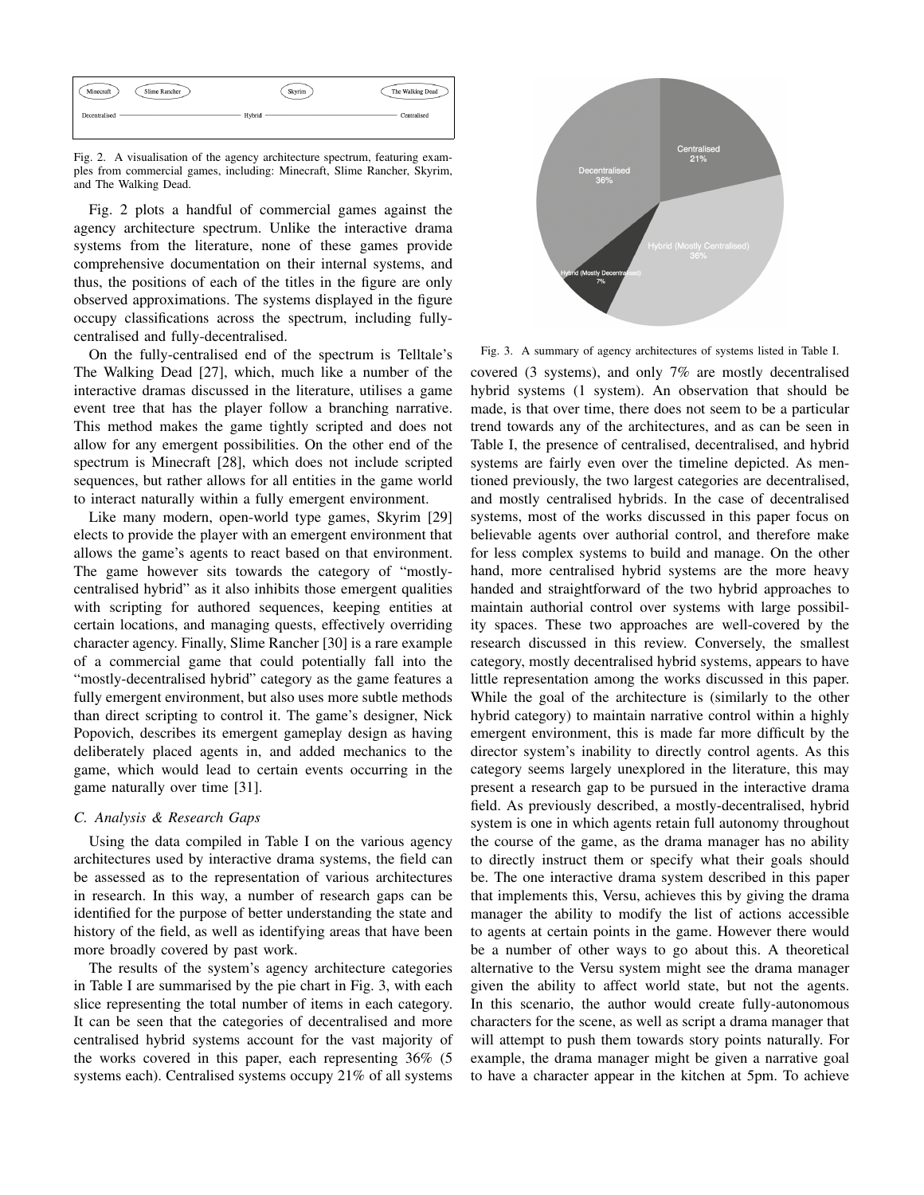Fig. 2. A visualisation of the agency architecture spectrum, featuring examples from commercial games, including: Minecraft, Slime Rancher, Skyrim, and The Walking Dead.

Fig. 2 plots a handful of commercial games against the agency architecture spectrum. Unlike the interactive drama systems from the literature, none of these games provide comprehensive documentation on their internal systems, and thus, the positions of each of the titles in the figure are only observed approximations. The systems displayed in the figure occupy classifications across the spectrum, including fully-centralised and fully-decentralised.

On the fully-centralised end of the spectrum is Telltale's The Walking Dead [27], which, much like a number of the interactive dramas discussed in the literature, utilises a game event tree that has the player follow a branching narrative. This method makes the game tightly scripted and does not allow for any emergent possibilities. On the other end of the spectrum is Minecraft [28], which does not include scripted sequences, but rather allows for all entities in the game world to interact naturally within a fully emergent environment.

Like many modern, open-world type games, Skyrim [29] elects to provide the player with an emergent environment that allows the game's agents to react based on that environment. The game however sits towards the category of "mostly-centralised hybrid" as it also inhibits those emergent qualities with scripting for authored sequences, keeping entities at certain locations, and managing quests, effectively overriding character agency. Finally, Slime Rancher [30] is a rare example of a commercial game that could potentially fall into the "mostly-decentralised hybrid" category as the game features a fully emergent environment, but also uses more subtle methods than direct scripting to control it. The game's designer, Nick Popovich, describes its emergent gameplay design as having deliberately placed agents in, and added mechanics to the game, which would lead to certain events occurring in the game naturally over time [31].

### C. Analysis & Research Gaps

Using the data compiled in Table I on the various agency architectures used by interactive drama systems, the field can be assessed as to the representation of various architectures in research. In this way, a number of research gaps can be identified for the purpose of better understanding the state and history of the field, as well as identifying areas that have been more broadly covered by past work.

The results of the system's agency architecture categories in Table I are summarised by the pie chart in Fig. 3, with each slice representing the total number of items in each category. It can be seen that the categories of decentralised and more centralised hybrid systems account for the vast majority of the works covered in this paper, each representing 36% (5 systems each). Centralised systems occupy 21% of all systems covered (3 systems), and only 7% are mostly decentralised hybrid systems (1 system). An observation that should be made, is that over time, there does not seem to be a particular trend towards any of the architectures, and as can be seen in Table I, the presence of centralised, decentralised, and hybrid systems are fairly even over the timeline depicted. As mentioned previously, the two largest categories are decentralised, and mostly centralised hybrids. In the case of decentralised systems, most of the works discussed in this paper focus on believable agents over authorial control, and therefore make for less complex systems to build and manage. On the other hand, more centralised hybrid systems are the more heavy handed and straightforward of the two hybrid approaches to maintain authorial control over systems with large possibility spaces. These two approaches are well-covered by the research discussed in this review. Conversely, the smallest category, mostly decentralised hybrid systems, appears to have little representation among the works discussed in this paper. While the goal of the architecture is (similarly to the other hybrid category) to maintain narrative control within a highly emergent environment, this is made far more difficult by the director system's inability to directly control agents. As this category seems largely unexplored in the literature, this may present a research gap to be pursued in the interactive drama field. As previously described, a mostly-decentralised, hybrid system is one in which agents retain full autonomy throughout the course of the game, as the drama manager has no ability to directly instruct them or specify what their goals should be. The one interactive drama system described in this paper that implements this, Versu, achieves this by giving the drama manager the ability to modify the list of actions accessible to agents at certain points in the game. However there would be a number of other ways to go about this. A theoretical alternative to the Versu system might see the drama manager given the ability to affect world state, but not the agents. In this scenario, the author would create fully-autonomous characters for the scene, as well as script a drama manager that will attempt to push them towards story points naturally. For example, the drama manager might be given a narrative goal to have a character appear in the kitchen at 5pm. To achieve

Fig. 3. A summary of agency architectures of systems listed in Table I.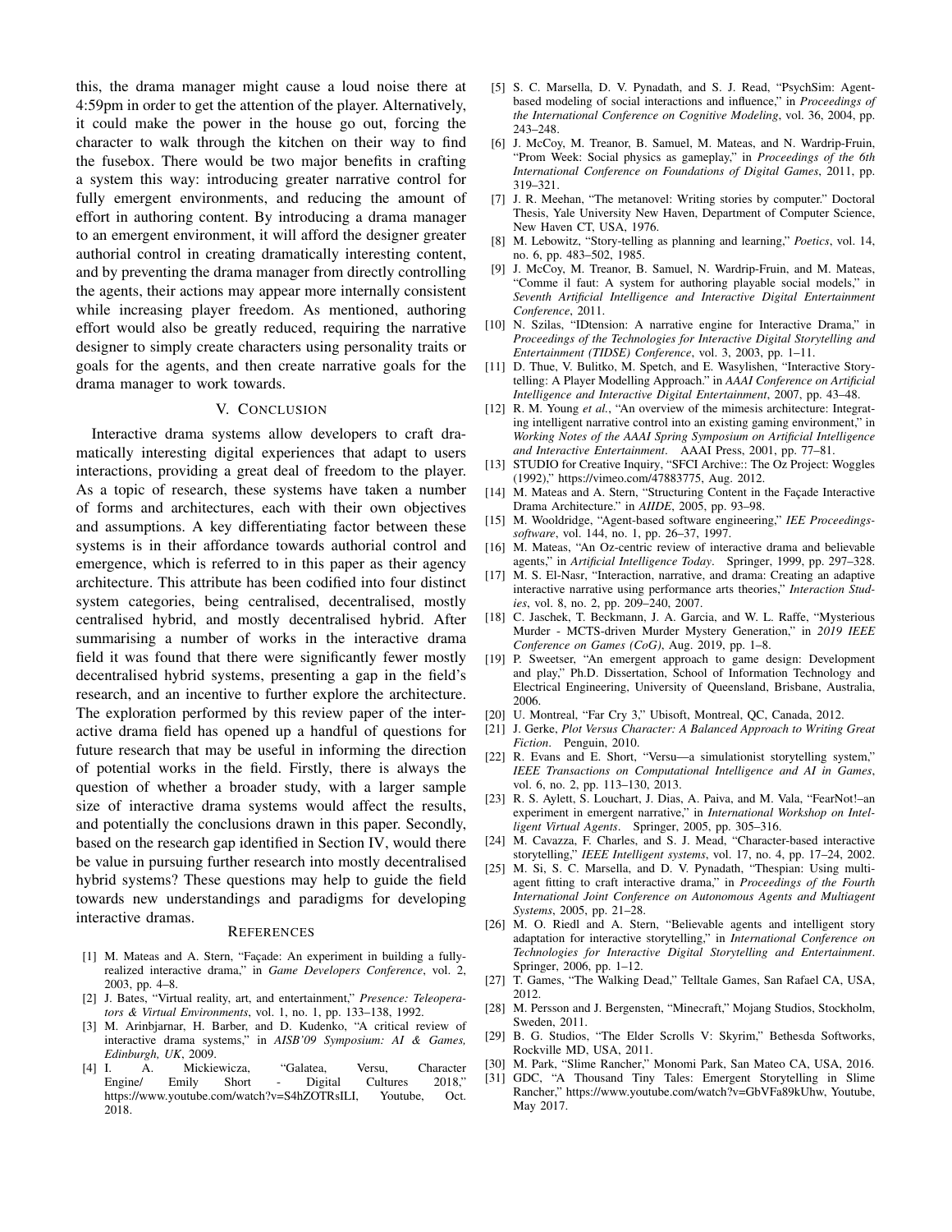this, the drama manager might cause a loud noise there at 4:59pm in order to get the attention of the player. Alternatively, it could make the power in the house go out, forcing the character to walk through the kitchen on their way to find the fusebox. There would be two major benefits in crafting a system this way: introducing greater narrative control for fully emergent environments, and reducing the amount of effort in authoring content. By introducing a drama manager to an emergent environment, it will afford the designer greater authorial control in creating dramatically interesting content, and by preventing the drama manager from directly controlling the agents, their actions may appear more internally consistent while increasing player freedom. As mentioned, authoring effort would also be greatly reduced, requiring the narrative designer to simply create characters using personality traits or goals for the agents, and then create narrative goals for the drama manager to work towards.

## V. Conclusion

Interactive drama systems allow developers to craft dramatically interesting digital experiences that adapt to users interactions, providing a great deal of freedom to the player. As a topic of research, these systems have taken a number of forms and architectures, each with their own objectives and assumptions. A key differentiating factor between these systems is in their affordance towards authorial control and emergence, which is referred to in this paper as their agency architecture. This attribute has been codified into four distinct system categories, being centralised, decentralised, mostly centralised hybrid, and mostly decentralised hybrid. After summarising a number of works in the interactive drama field it was found that there were significantly fewer mostly decentralised hybrid systems, presenting a gap in the field's research, and an incentive to further explore the architecture. The exploration performed by this review paper of the interactive drama field has opened up a handful of questions for future research that may be useful in informing the direction of potential works in the field. Firstly, there is always the question of whether a broader study, with a larger sample size of interactive drama systems would affect the results, and potentially the conclusions drawn in this paper. Secondly, based on the research gap identified in Section IV, would there be value in pursuing further research into mostly decentralised hybrid systems? These questions may help to guide the field towards new understandings and paradigms for developing interactive dramas.

## References

[1] M. Mateas and A. Stern, "Façade: An experiment in building a fully-realized interactive drama," in *Game Developers Conference*, vol. 2, 2003, pp. 4–8.

[2] J. Bates, "Virtual reality, art, and entertainment," *Presence: Teleoperators & Virtual Environments*, vol. 1, no. 1, pp. 133–138, 1992.

[3] M. Arinbjarnar, H. Barber, and D. Kudenko, "A critical review of interactive drama systems," in *AISB'09 Symposium: AI & Games, Edinburgh, UK*, 2009.

[4] I. A. Mickiewicza, "Galatea, Versu, Character Engine/ Emily Short - Digital Cultures 2018," https://www.youtube.com/watch?v=S4hZOTRsILI, Youtube, Oct. 2018.

[5] S. C. Marsella, D. V. Pynadath, and S. J. Read, "PsychSim: Agent-based modeling of social interactions and influence," in *Proceedings of the International Conference on Cognitive Modeling*, vol. 36, 2004, pp. 243–248.

[6] J. McCoy, M. Treanor, B. Samuel, M. Mateas, and N. Wardrip-Fruin, "Prom Week: Social physics as gameplay," in *Proceedings of the 6th International Conference on Foundations of Digital Games*, 2011, pp. 319–321.

[7] J. R. Meehan, "The metanovel: Writing stories by computer." Doctoral Thesis, Yale University New Haven, Department of Computer Science, New Haven CT, USA, 1976.

[8] M. Lebowitz, "Story-telling as planning and learning," *Poetics*, vol. 14, no. 6, pp. 483–502, 1985.

[9] J. McCoy, M. Treanor, B. Samuel, N. Wardrip-Fruin, and M. Mateas, "Comme il faut: A system for authoring playable social models," in *Seventh Artificial Intelligence and Interactive Digital Entertainment Conference*, 2011.

[10] N. Szilas, "IDtension: A narrative engine for Interactive Drama," in *Proceedings of the Technologies for Interactive Digital Storytelling and Entertainment (TIDSE) Conference*, vol. 3, 2003, pp. 1–11.

[11] D. Thue, V. Bulitko, M. Spetch, and E. Wasylishen, "Interactive Storytelling: A Player Modelling Approach." in *AAAI Conference on Artificial Intelligence and Interactive Digital Entertainment*, 2007, pp. 43–48.

[12] R. M. Young *et al.*, "An overview of the mimesis architecture: Integrating intelligent narrative control into an existing gaming environment," in *Working Notes of the AAAI Spring Symposium on Artificial Intelligence and Interactive Entertainment*. AAAI Press, 2001, pp. 77–81.

[13] STUDIO for Creative Inquiry, "SFCI Archive:: The Oz Project: Woggles (1992)," https://vimeo.com/47883775, Aug. 2012.

[14] M. Mateas and A. Stern, "Structuring Content in the Façade Interactive Drama Architecture." in *AIIDE*, 2005, pp. 93–98.

[15] M. Wooldridge, "Agent-based software engineering," *IEE Proceedings-software*, vol. 144, no. 1, pp. 26–37, 1997.

[16] M. Mateas, "An Oz-centric review of interactive drama and believable agents," in *Artificial Intelligence Today*. Springer, 1999, pp. 297–328.

[17] M. S. El-Nasr, "Interaction, narrative, and drama: Creating an adaptive interactive narrative using performance arts theories," *Interaction Studies*, vol. 8, no. 2, pp. 209–240, 2007.

[18] C. Jaschek, T. Beckmann, J. A. Garcia, and W. L. Raffe, "Mysterious Murder - MCTS-driven Murder Mystery Generation," in *2019 IEEE Conference on Games (CoG)*, Aug. 2019, pp. 1–8.

[19] P. Sweetser, "An emergent approach to game design: Development and play," Ph.D. Dissertation, School of Information Technology and Electrical Engineering, University of Queensland, Brisbane, Australia, 2006.

[20] U. Montreal, "Far Cry 3," Ubisoft, Montreal, QC, Canada, 2012.

[21] J. Gerke, *Plot Versus Character: A Balanced Approach to Writing Great Fiction*. Penguin, 2010.

[22] R. Evans and E. Short, "Versu—a simulationist storytelling system," *IEEE Transactions on Computational Intelligence and AI in Games*, vol. 6, no. 2, pp. 113–130, 2013.

[23] R. S. Aylett, S. Louchart, J. Dias, A. Paiva, and M. Vala, "FearNot!–an experiment in emergent narrative," in *International Workshop on Intelligent Virtual Agents*. Springer, 2005, pp. 305–316.

[24] M. Cavazza, F. Charles, and S. J. Mead, "Character-based interactive storytelling," *IEEE Intelligent systems*, vol. 17, no. 4, pp. 17–24, 2002.

[25] M. Si, S. C. Marsella, and D. V. Pynadath, "Thespian: Using multi-agent fitting to craft interactive drama," in *Proceedings of the Fourth International Joint Conference on Autonomous Agents and Multiagent Systems*, 2005, pp. 21–28.

[26] M. O. Riedl and A. Stern, "Believable agents and intelligent story adaptation for interactive storytelling," in *International Conference on Technologies for Interactive Digital Storytelling and Entertainment*. Springer, 2006, pp. 1–12.

[27] T. Games, "The Walking Dead," Telltale Games, San Rafael CA, USA, 2012.

[28] M. Persson and J. Bergensten, "Minecraft," Mojang Studios, Stockholm, Sweden, 2011.

[29] B. G. Studios, "The Elder Scrolls V: Skyrim," Bethesda Softworks, Rockville MD, USA, 2011.

[30] M. Park, "Slime Rancher," Monomi Park, San Mateo CA, USA, 2016.

[31] GDC, "A Thousand Tiny Tales: Emergent Storytelling in Slime Rancher," https://www.youtube.com/watch?v=GbVFa89kUhw, Youtube, May 2017.